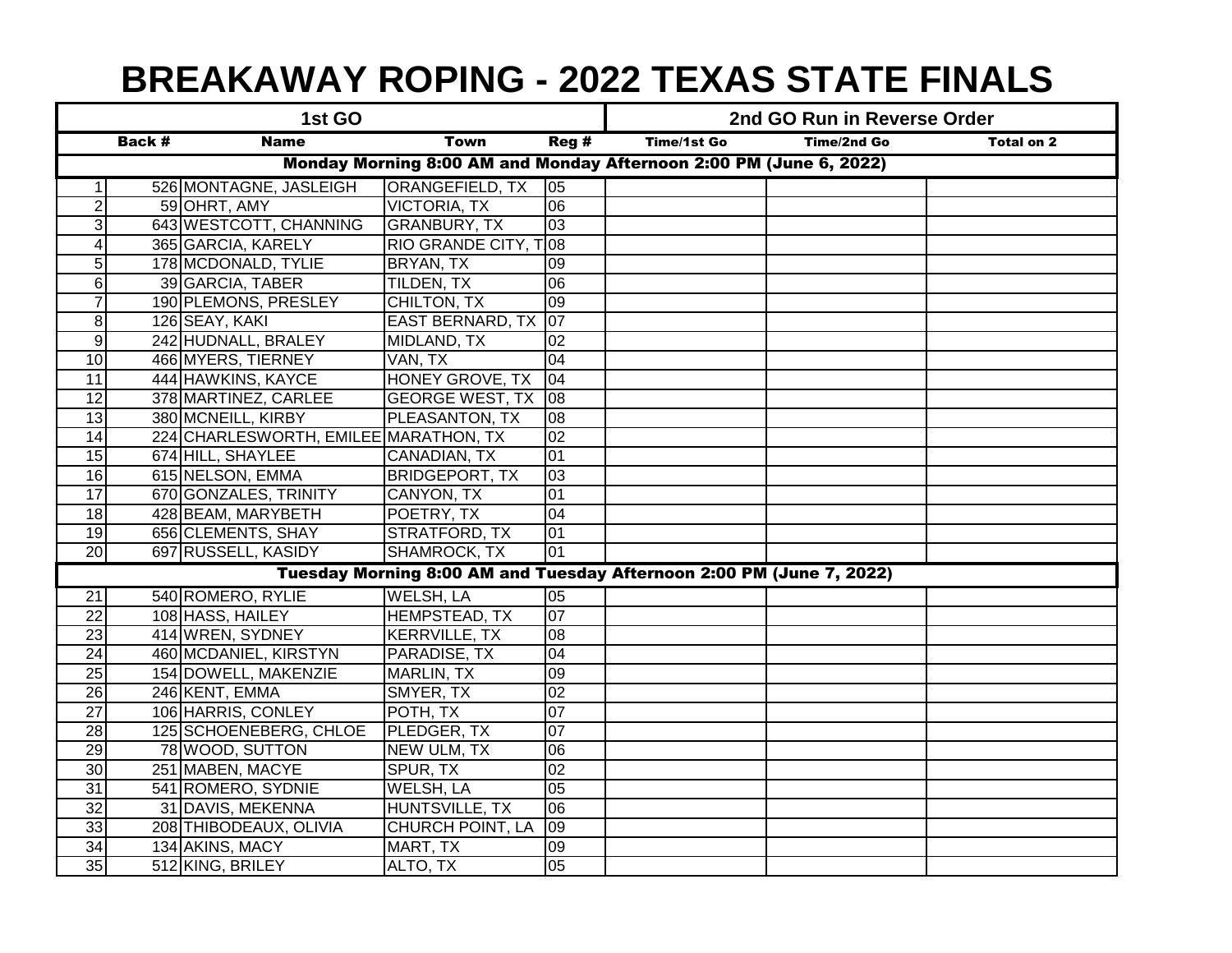# BREAKAWAY ROPING - 2022 TEXAS STATE FINALS

| 1st GO | | | | | 2nd GO Run in Reverse Order | | |
|---|---|---|---|---|---|---|---|
| | Back # | Name | Town | Reg # | Time/1st Go | Time/2nd Go | Total on 2 |
| **Monday Morning 8:00 AM and Monday Afternoon 2:00 PM (June 6, 2022)** | | | | | | | |
| 1 | 526 | MONTAGNE, JASLEIGH | ORANGEFIELD, TX | 05 | | | |
| 2 | 59 | OHRT, AMY | VICTORIA, TX | 06 | | | |
| 3 | 643 | WESTCOTT, CHANNING | GRANBURY, TX | 03 | | | |
| 4 | 365 | GARCIA, KARELY | RIO GRANDE CITY, T | 08 | | | |
| 5 | 178 | MCDONALD, TYLIE | BRYAN, TX | 09 | | | |
| 6 | 39 | GARCIA, TABER | TILDEN, TX | 06 | | | |
| 7 | 190 | PLEMONS, PRESLEY | CHILTON, TX | 09 | | | |
| 8 | 126 | SEAY, KAKI | EAST BERNARD, TX | 07 | | | |
| 9 | 242 | HUDNALL, BRALEY | MIDLAND, TX | 02 | | | |
| 10 | 466 | MYERS, TIERNEY | VAN, TX | 04 | | | |
| 11 | 444 | HAWKINS, KAYCE | HONEY GROVE, TX | 04 | | | |
| 12 | 378 | MARTINEZ, CARLEE | GEORGE WEST, TX | 08 | | | |
| 13 | 380 | MCNEILL, KIRBY | PLEASANTON, TX | 08 | | | |
| 14 | 224 | CHARLESWORTH, EMILEE | MARATHON, TX | 02 | | | |
| 15 | 674 | HILL, SHAYLEE | CANADIAN, TX | 01 | | | |
| 16 | 615 | NELSON, EMMA | BRIDGEPORT, TX | 03 | | | |
| 17 | 670 | GONZALES, TRINITY | CANYON, TX | 01 | | | |
| 18 | 428 | BEAM, MARYBETH | POETRY, TX | 04 | | | |
| 19 | 656 | CLEMENTS, SHAY | STRATFORD, TX | 01 | | | |
| 20 | 697 | RUSSELL, KASIDY | SHAMROCK, TX | 01 | | | |
| **Tuesday Morning 8:00 AM and Tuesday Afternoon 2:00 PM (June 7, 2022)** | | | | | | | |
| 21 | 540 | ROMERO, RYLIE | WELSH, LA | 05 | | | |
| 22 | 108 | HASS, HAILEY | HEMPSTEAD, TX | 07 | | | |
| 23 | 414 | WREN, SYDNEY | KERRVILLE, TX | 08 | | | |
| 24 | 460 | MCDANIEL, KIRSTYN | PARADISE, TX | 04 | | | |
| 25 | 154 | DOWELL, MAKENZIE | MARLIN, TX | 09 | | | |
| 26 | 246 | KENT, EMMA | SMYER, TX | 02 | | | |
| 27 | 106 | HARRIS, CONLEY | POTH, TX | 07 | | | |
| 28 | 125 | SCHOENEBERG, CHLOE | PLEDGER, TX | 07 | | | |
| 29 | 78 | WOOD, SUTTON | NEW ULM, TX | 06 | | | |
| 30 | 251 | MABEN, MACYE | SPUR, TX | 02 | | | |
| 31 | 541 | ROMERO, SYDNIE | WELSH, LA | 05 | | | |
| 32 | 31 | DAVIS, MEKENNA | HUNTSVILLE, TX | 06 | | | |
| 33 | 208 | THIBODEAUX, OLIVIA | CHURCH POINT, LA | 09 | | | |
| 34 | 134 | AKINS, MACY | MART, TX | 09 | | | |
| 35 | 512 | KING, BRILEY | ALTO, TX | 05 | | | |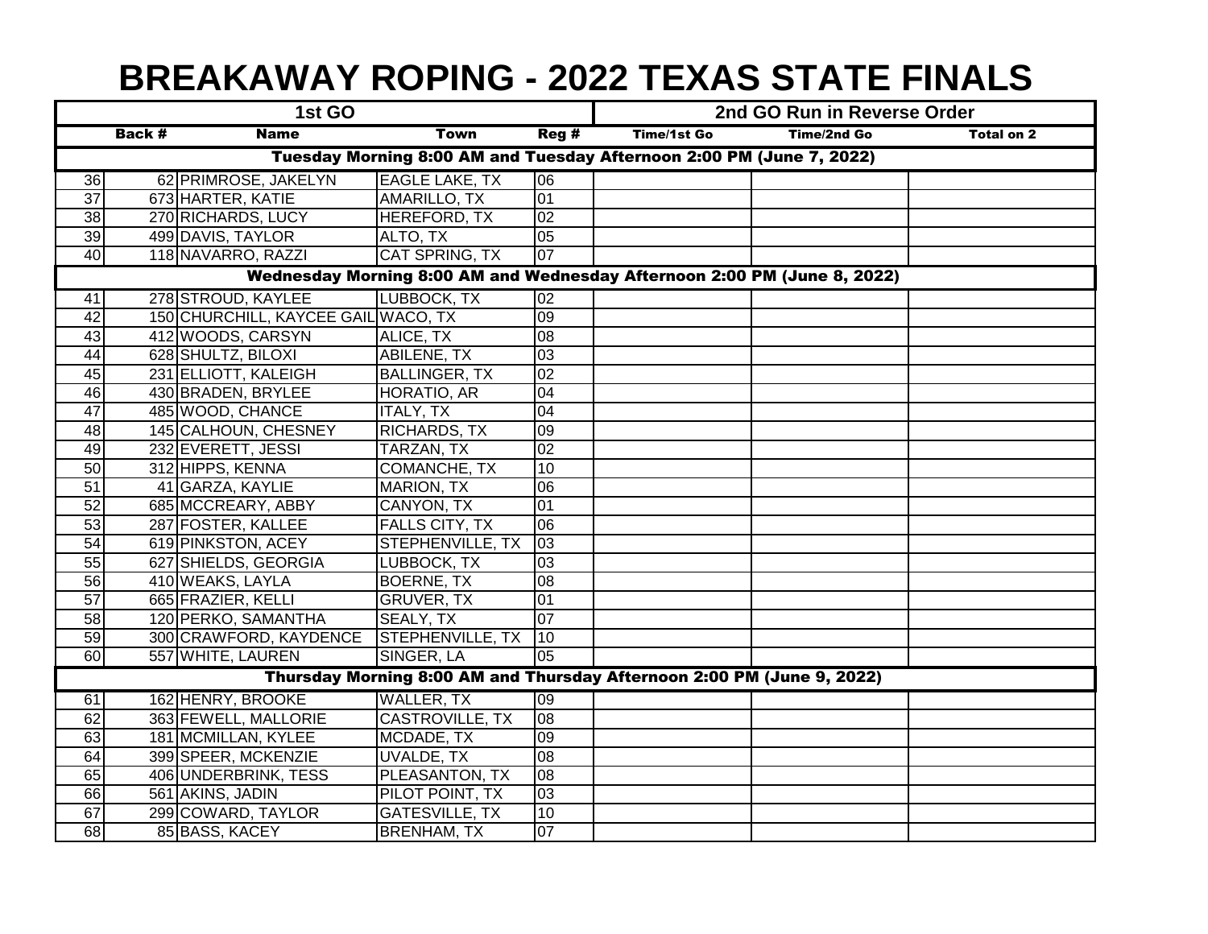# BREAKAWAY ROPING - 2022 TEXAS STATE FINALS

| 1st GO | | | | | 2nd GO Run in Reverse Order | | |
|---|---|---|---|---|---|---|---|
| | Back # | Name | Town | Reg # | Time/1st Go | Time/2nd Go | Total on 2 |
| **Tuesday Morning 8:00 AM and Tuesday Afternoon 2:00 PM (June 7, 2022)** | | | | | | | |
| 36 | 62 | PRIMROSE, JAKELYN | EAGLE LAKE, TX | 06 | | | |
| 37 | 673 | HARTER, KATIE | AMARILLO, TX | 01 | | | |
| 38 | 270 | RICHARDS, LUCY | HEREFORD, TX | 02 | | | |
| 39 | 499 | DAVIS, TAYLOR | ALTO, TX | 05 | | | |
| 40 | 118 | NAVARRO, RAZZI | CAT SPRING, TX | 07 | | | |
| **Wednesday Morning 8:00 AM and Wednesday Afternoon 2:00 PM (June 8, 2022)** | | | | | | | |
| 41 | 278 | STROUD, KAYLEE | LUBBOCK, TX | 02 | | | |
| 42 | 150 | CHURCHILL, KAYCEE GAIL | WACO, TX | 09 | | | |
| 43 | 412 | WOODS, CARSYN | ALICE, TX | 08 | | | |
| 44 | 628 | SHULTZ, BILOXI | ABILENE, TX | 03 | | | |
| 45 | 231 | ELLIOTT, KALEIGH | BALLINGER, TX | 02 | | | |
| 46 | 430 | BRADEN, BRYLEE | HORATIO, AR | 04 | | | |
| 47 | 485 | WOOD, CHANCE | ITALY, TX | 04 | | | |
| 48 | 145 | CALHOUN, CHESNEY | RICHARDS, TX | 09 | | | |
| 49 | 232 | EVERETT, JESSI | TARZAN, TX | 02 | | | |
| 50 | 312 | HIPPS, KENNA | COMANCHE, TX | 10 | | | |
| 51 | 41 | GARZA, KAYLIE | MARION, TX | 06 | | | |
| 52 | 685 | MCCREARY, ABBY | CANYON, TX | 01 | | | |
| 53 | 287 | FOSTER, KALLEE | FALLS CITY, TX | 06 | | | |
| 54 | 619 | PINKSTON, ACEY | STEPHENVILLE, TX | 03 | | | |
| 55 | 627 | SHIELDS, GEORGIA | LUBBOCK, TX | 03 | | | |
| 56 | 410 | WEAKS, LAYLA | BOERNE, TX | 08 | | | |
| 57 | 665 | FRAZIER, KELLI | GRUVER, TX | 01 | | | |
| 58 | 120 | PERKO, SAMANTHA | SEALY, TX | 07 | | | |
| 59 | 300 | CRAWFORD, KAYDENCE | STEPHENVILLE, TX | 10 | | | |
| 60 | 557 | WHITE, LAUREN | SINGER, LA | 05 | | | |
| **Thursday Morning 8:00 AM and Thursday Afternoon 2:00 PM (June 9, 2022)** | | | | | | | |
| 61 | 162 | HENRY, BROOKE | WALLER, TX | 09 | | | |
| 62 | 363 | FEWELL, MALLORIE | CASTROVILLE, TX | 08 | | | |
| 63 | 181 | MCMILLAN, KYLEE | MCDADE, TX | 09 | | | |
| 64 | 399 | SPEER, MCKENZIE | UVALDE, TX | 08 | | | |
| 65 | 406 | UNDERBRINK, TESS | PLEASANTON, TX | 08 | | | |
| 66 | 561 | AKINS, JADIN | PILOT POINT, TX | 03 | | | |
| 67 | 299 | COWARD, TAYLOR | GATESVILLE, TX | 10 | | | |
| 68 | 85 | BASS, KACEY | BRENHAM, TX | 07 | | | |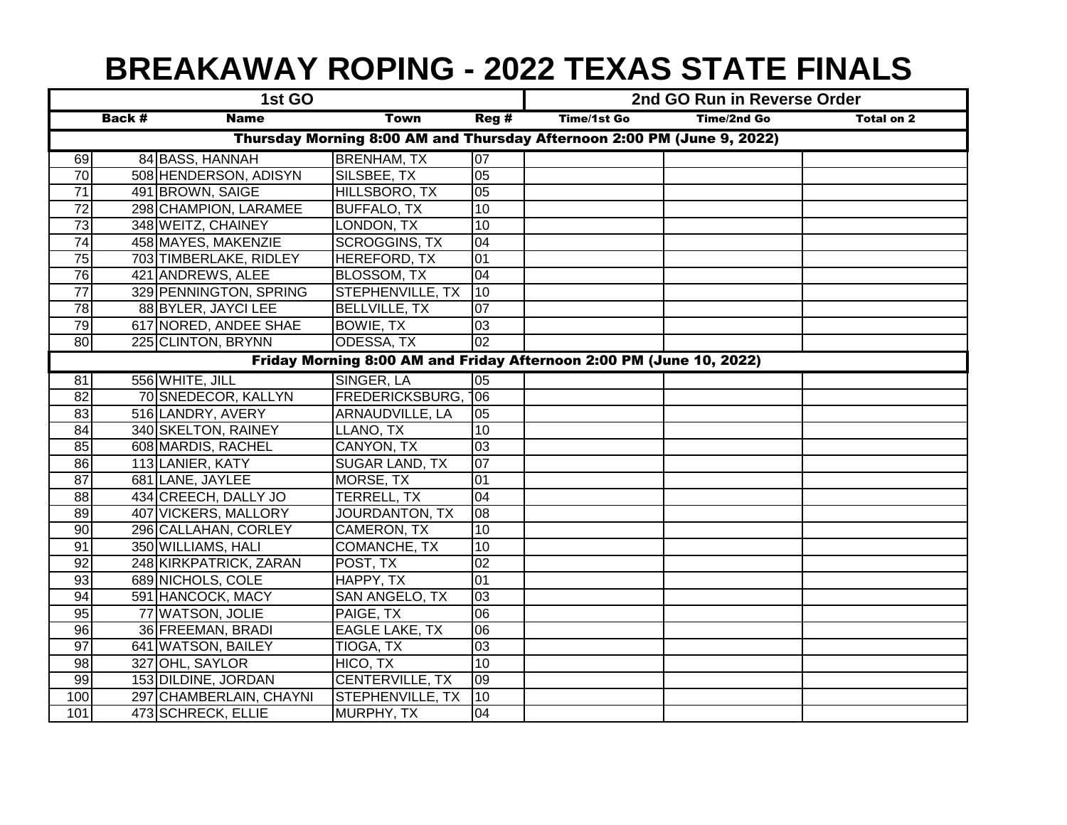# BREAKAWAY ROPING - 2022 TEXAS STATE FINALS

| 1st GO | | | | | 2nd GO Run in Reverse Order | | |
|---|---|---|---|---|---|---|---|
| | Back # | Name | Town | Reg # | Time/1st Go | Time/2nd Go | Total on 2 |
| Thursday Morning 8:00 AM and Thursday Afternoon 2:00 PM (June 9, 2022) | | | | | | | |
| 69 | 84 | BASS, HANNAH | BRENHAM, TX | 07 | | | |
| 70 | 508 | HENDERSON, ADISYN | SILSBEE, TX | 05 | | | |
| 71 | 491 | BROWN, SAIGE | HILLSBORO, TX | 05 | | | |
| 72 | 298 | CHAMPION, LARAMEE | BUFFALO, TX | 10 | | | |
| 73 | 348 | WEITZ, CHAINEY | LONDON, TX | 10 | | | |
| 74 | 458 | MAYES, MAKENZIE | SCROGGINS, TX | 04 | | | |
| 75 | 703 | TIMBERLAKE, RIDLEY | HEREFORD, TX | 01 | | | |
| 76 | 421 | ANDREWS, ALEE | BLOSSOM, TX | 04 | | | |
| 77 | 329 | PENNINGTON, SPRING | STEPHENVILLE, TX | 10 | | | |
| 78 | 88 | BYLER, JAYCI LEE | BELLVILLE, TX | 07 | | | |
| 79 | 617 | NORED, ANDEE SHAE | BOWIE, TX | 03 | | | |
| 80 | 225 | CLINTON, BRYNN | ODESSA, TX | 02 | | | |
| Friday Morning 8:00 AM and Friday Afternoon 2:00 PM (June 10, 2022) | | | | | | | |
| 81 | 556 | WHITE, JILL | SINGER, LA | 05 | | | |
| 82 | 70 | SNEDECOR, KALLYN | FREDERICKSBURG, T | 06 | | | |
| 83 | 516 | LANDRY, AVERY | ARNAUDVILLE, LA | 05 | | | |
| 84 | 340 | SKELTON, RAINEY | LLANO, TX | 10 | | | |
| 85 | 608 | MARDIS, RACHEL | CANYON, TX | 03 | | | |
| 86 | 113 | LANIER, KATY | SUGAR LAND, TX | 07 | | | |
| 87 | 681 | LANE, JAYLEE | MORSE, TX | 01 | | | |
| 88 | 434 | CREECH, DALLY JO | TERRELL, TX | 04 | | | |
| 89 | 407 | VICKERS, MALLORY | JOURDANTON, TX | 08 | | | |
| 90 | 296 | CALLAHAN, CORLEY | CAMERON, TX | 10 | | | |
| 91 | 350 | WILLIAMS, HALI | COMANCHE, TX | 10 | | | |
| 92 | 248 | KIRKPATRICK, ZARAN | POST, TX | 02 | | | |
| 93 | 689 | NICHOLS, COLE | HAPPY, TX | 01 | | | |
| 94 | 591 | HANCOCK, MACY | SAN ANGELO, TX | 03 | | | |
| 95 | 77 | WATSON, JOLIE | PAIGE, TX | 06 | | | |
| 96 | 36 | FREEMAN, BRADI | EAGLE LAKE, TX | 06 | | | |
| 97 | 641 | WATSON, BAILEY | TIOGA, TX | 03 | | | |
| 98 | 327 | OHL, SAYLOR | HICO, TX | 10 | | | |
| 99 | 153 | DILDINE, JORDAN | CENTERVILLE, TX | 09 | | | |
| 100 | 297 | CHAMBERLAIN, CHAYNI | STEPHENVILLE, TX | 10 | | | |
| 101 | 473 | SCHRECK, ELLIE | MURPHY, TX | 04 | | | |